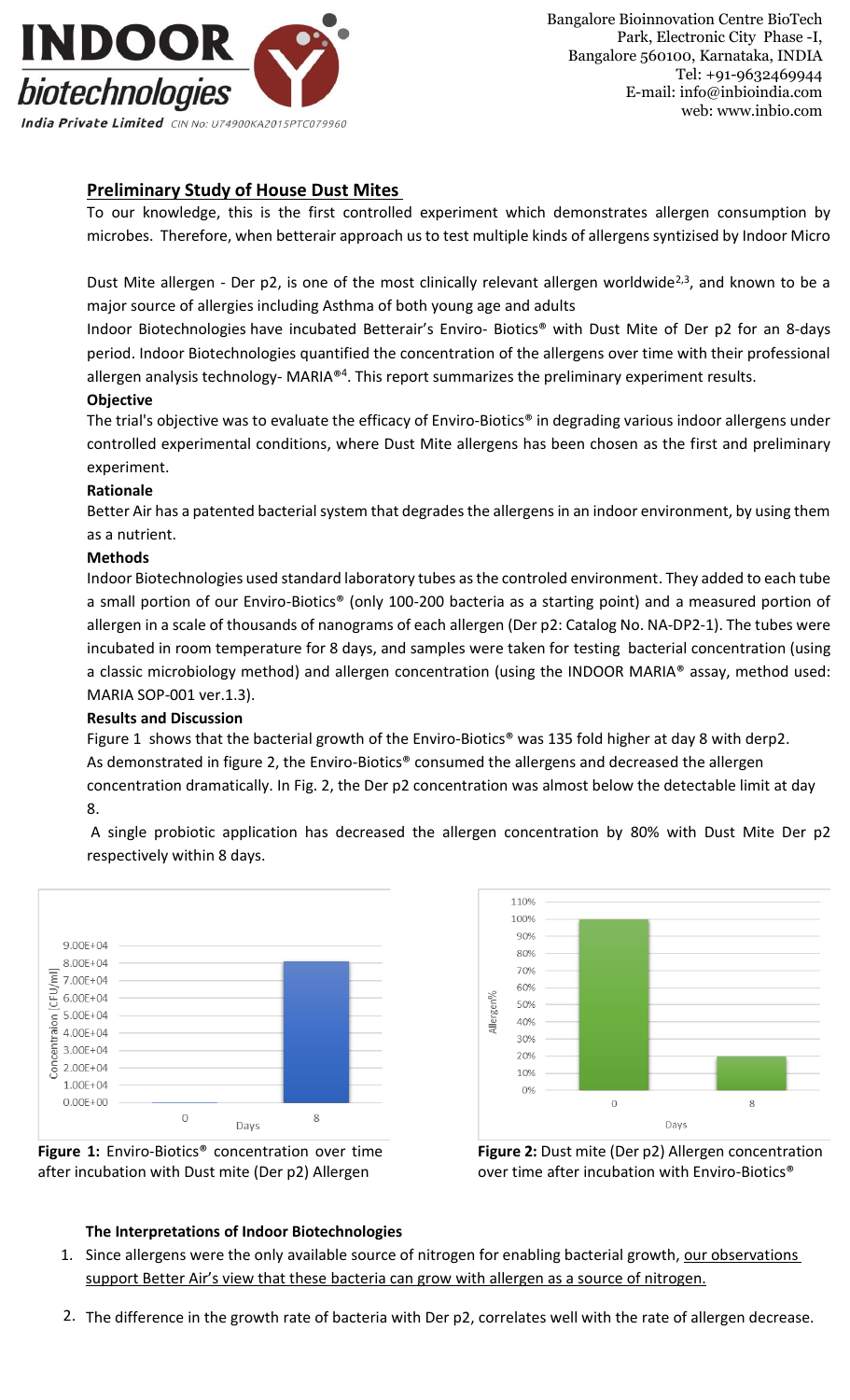Bangalore Bioinnovation Centre BioTech Park, Electronic City Phase -I, Bangalore 560100, Karnataka, INDIA
Tel: +91-9632469944
E-mail: info@inbioindia.com
web: www.inbio.com

## Preliminary Study of House Dust Mites

To our knowledge, this is the first controlled experiment which demonstrates allergen consumption by microbes. Therefore, when betterair approach us to test multiple kinds of allergens syntizised by Indoor Micro

Dust Mite allergen - Der p2, is one of the most clinically relevant allergen worldwide[2,3], and known to be a major source of allergies including Asthma of both young age and adults

Indoor Biotechnologies have incubated Betterair's Enviro- Biotics® with Dust Mite of Der p2 for an 8-days period. Indoor Biotechnologies quantified the concentration of the allergens over time with their professional allergen analysis technology- MARIA®[4]. This report summarizes the preliminary experiment results.

**Objective**

The trial's objective was to evaluate the efficacy of Enviro-Biotics® in degrading various indoor allergens under controlled experimental conditions, where Dust Mite allergens has been chosen as the first and preliminary experiment.

**Rationale**

Better Air has a patented bacterial system that degrades the allergens in an indoor environment, by using them as a nutrient.

**Methods**

Indoor Biotechnologies used standard laboratory tubes as the controled environment. They added to each tube a small portion of our Enviro-Biotics® (only 100-200 bacteria as a starting point) and a measured portion of allergen in a scale of thousands of nanograms of each allergen (Der p2: Catalog No. NA-DP2-1). The tubes were incubated in room temperature for 8 days, and samples were taken for testing bacterial concentration (using a classic microbiology method) and allergen concentration (using the INDOOR MARIA® assay, method used: MARIA SOP-001 ver.1.3).

**Results and Discussion**

Figure 1 shows that the bacterial growth of the Enviro-Biotics® was 135 fold higher at day 8 with derp2.
As demonstrated in figure 2, the Enviro-Biotics® consumed the allergens and decreased the allergen concentration dramatically. In Fig. 2, the Der p2 concentration was almost below the detectable limit at day 8.

A single probiotic application has decreased the allergen concentration by 80% with Dust Mite Der p2 respectively within 8 days.

**Figure 1:** Enviro-Biotics® concentration over time after incubation with Dust mite (Der p2) Allergen

**Figure 2:** Dust mite (Der p2) Allergen concentration over time after incubation with Enviro-Biotics®

**The Interpretations of Indoor Biotechnologies**

1. Since allergens were the only available source of nitrogen for enabling bacterial growth, our observations support Better Air's view that these bacteria can grow with allergen as a source of nitrogen.
2. The difference in the growth rate of bacteria with Der p2, correlates well with the rate of allergen decrease.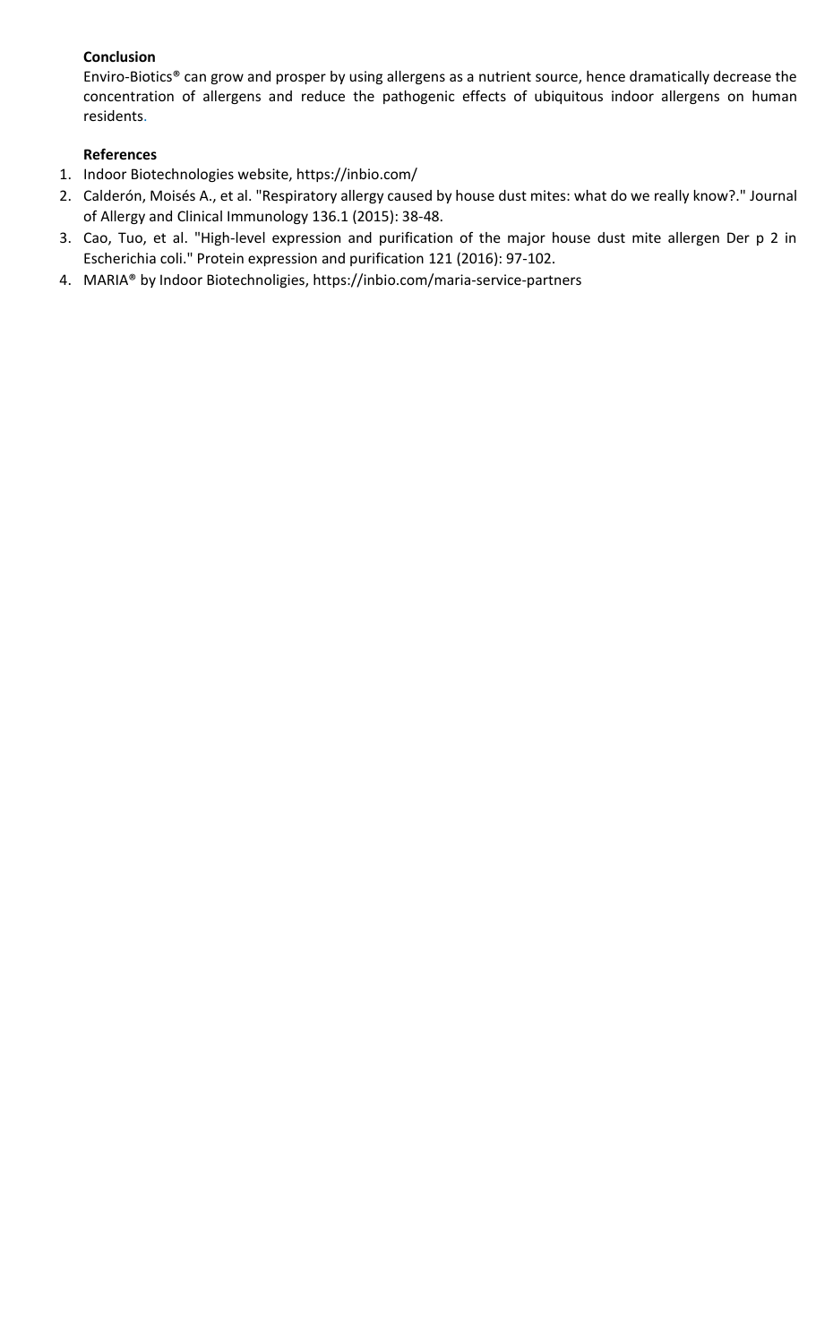**Conclusion**

Enviro-Biotics® can grow and prosper by using allergens as a nutrient source, hence dramatically decrease the concentration of allergens and reduce the pathogenic effects of ubiquitous indoor allergens on human residents.

**References**

1. Indoor Biotechnologies website, https://inbio.com/
2. Calderón, Moisés A., et al. "Respiratory allergy caused by house dust mites: what do we really know?." Journal of Allergy and Clinical Immunology 136.1 (2015): 38-48.
3. Cao, Tuo, et al. "High-level expression and purification of the major house dust mite allergen Der p 2 in Escherichia coli." Protein expression and purification 121 (2016): 97-102.
4. MARIA® by Indoor Biotechnoligies, https://inbio.com/maria-service-partners